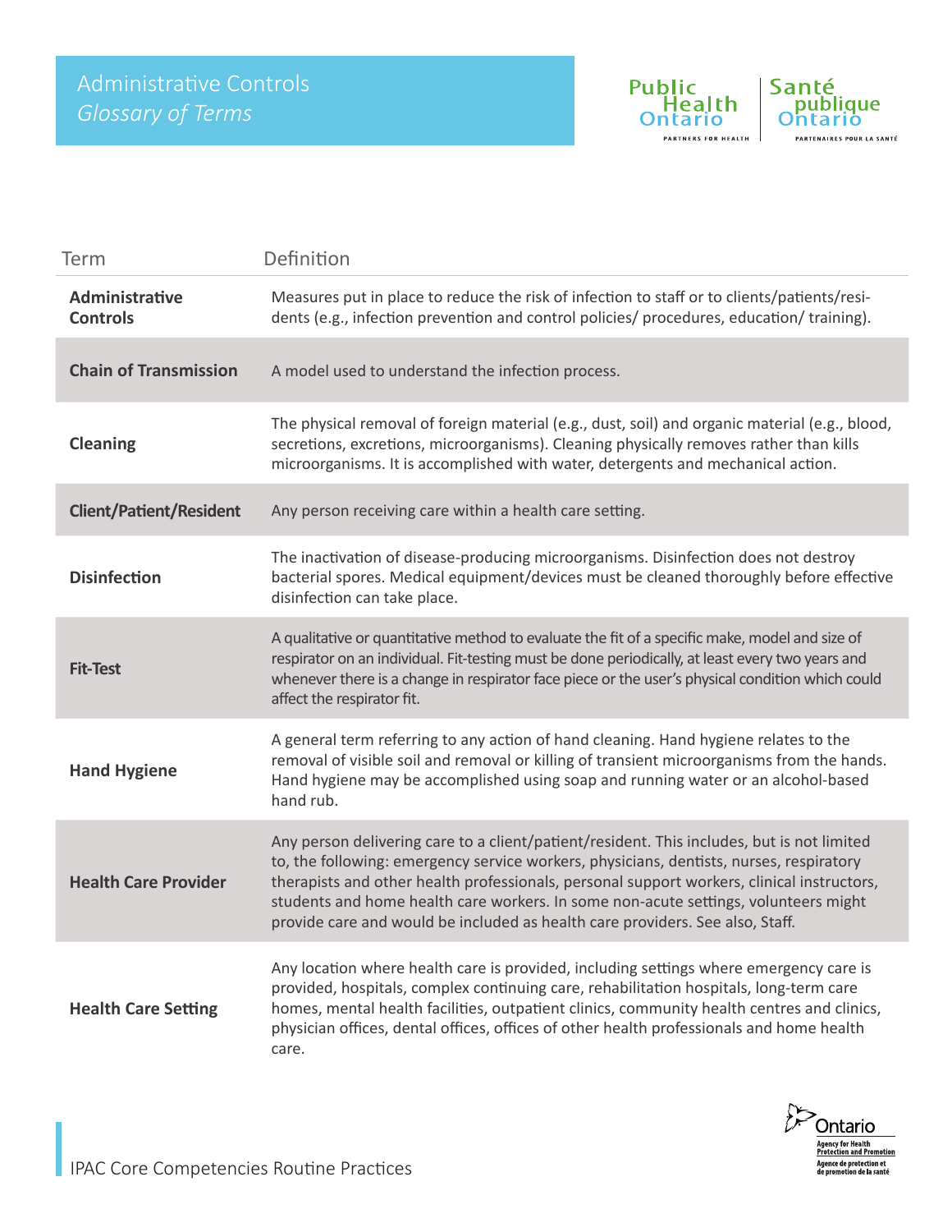# Administrative Controls

## *Glossary of Terms*

| Term | Definition |
|---|---|
| **Administrative Controls** | Measures put in place to reduce the risk of infection to staff or to clients/patients/residents (e.g., infection prevention and control policies/ procedures, education/ training). |
| **Chain of Transmission** | A model used to understand the infection process. |
| **Cleaning** | The physical removal of foreign material (e.g., dust, soil) and organic material (e.g., blood, secretions, excretions, microorganisms). Cleaning physically removes rather than kills microorganisms. It is accomplished with water, detergents and mechanical action. |
| **Client/Patient/Resident** | Any person receiving care within a health care setting. |
| **Disinfection** | The inactivation of disease-producing microorganisms. Disinfection does not destroy bacterial spores. Medical equipment/devices must be cleaned thoroughly before effective disinfection can take place. |
| **Fit-Test** | A qualitative or quantitative method to evaluate the fit of a specific make, model and size of respirator on an individual. Fit-testing must be done periodically, at least every two years and whenever there is a change in respirator face piece or the user's physical condition which could affect the respirator fit. |
| **Hand Hygiene** | A general term referring to any action of hand cleaning. Hand hygiene relates to the removal of visible soil and removal or killing of transient microorganisms from the hands. Hand hygiene may be accomplished using soap and running water or an alcohol-based hand rub. |
| **Health Care Provider** | Any person delivering care to a client/patient/resident. This includes, but is not limited to, the following: emergency service workers, physicians, dentists, nurses, respiratory therapists and other health professionals, personal support workers, clinical instructors, students and home health care workers. In some non-acute settings, volunteers might provide care and would be included as health care providers. See also, Staff. |
| **Health Care Setting** | Any location where health care is provided, including settings where emergency care is provided, hospitals, complex continuing care, rehabilitation hospitals, long-term care homes, mental health facilities, outpatient clinics, community health centres and clinics, physician offices, dental offices, offices of other health professionals and home health care. |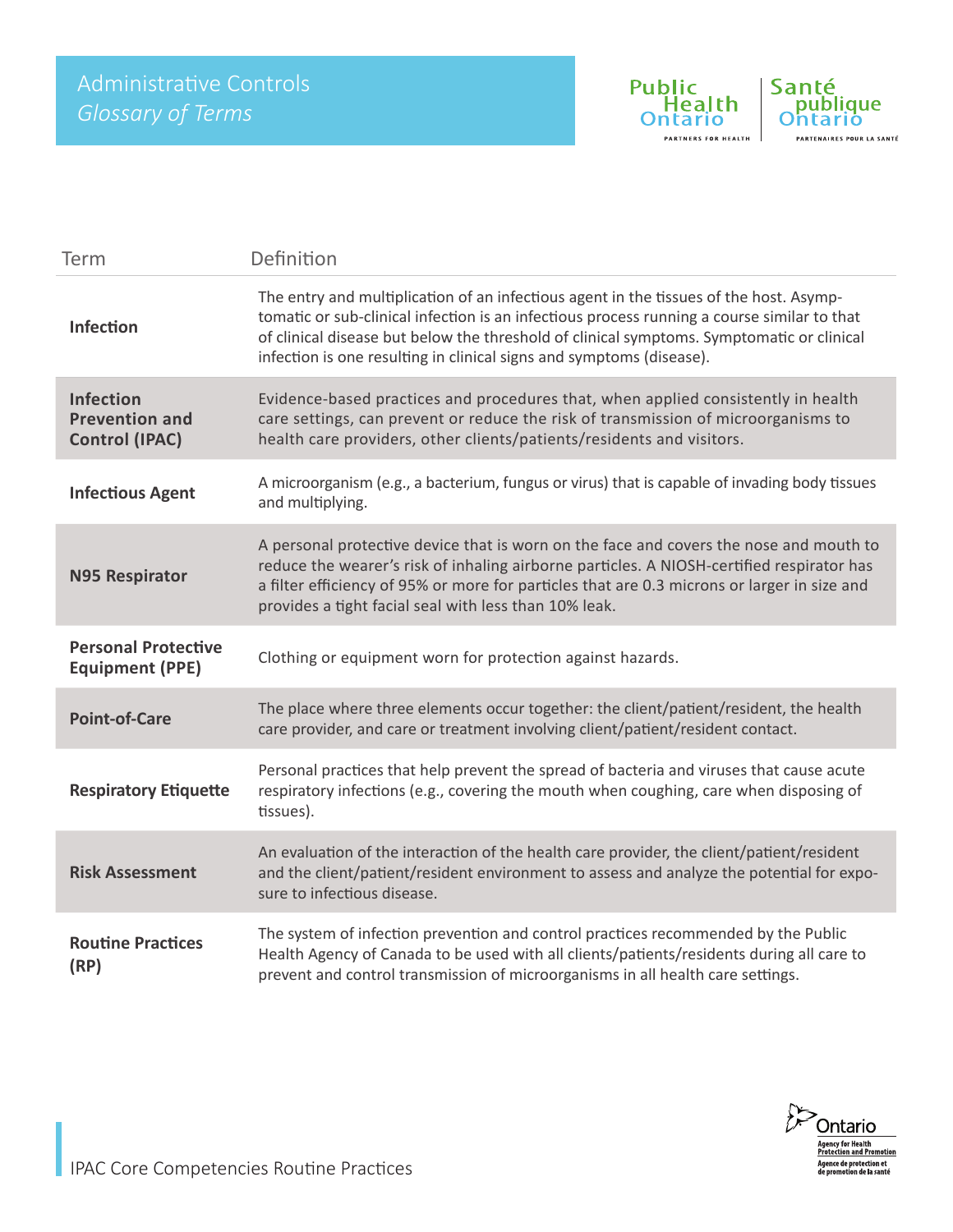# Administrative Controls

## *Glossary of Terms*

| Term | Definition |
|---|---|
| **Infection** | The entry and multiplication of an infectious agent in the tissues of the host. Asymptomatic or sub-clinical infection is an infectious process running a course similar to that of clinical disease but below the threshold of clinical symptoms. Symptomatic or clinical infection is one resulting in clinical signs and symptoms (disease). |
| **Infection Prevention and Control (IPAC)** | Evidence-based practices and procedures that, when applied consistently in health care settings, can prevent or reduce the risk of transmission of microorganisms to health care providers, other clients/patients/residents and visitors. |
| **Infectious Agent** | A microorganism (e.g., a bacterium, fungus or virus) that is capable of invading body tissues and multiplying. |
| **N95 Respirator** | A personal protective device that is worn on the face and covers the nose and mouth to reduce the wearer's risk of inhaling airborne particles. A NIOSH-certified respirator has a filter efficiency of 95% or more for particles that are 0.3 microns or larger in size and provides a tight facial seal with less than 10% leak. |
| **Personal Protective Equipment (PPE)** | Clothing or equipment worn for protection against hazards. |
| **Point-of-Care** | The place where three elements occur together: the client/patient/resident, the health care provider, and care or treatment involving client/patient/resident contact. |
| **Respiratory Etiquette** | Personal practices that help prevent the spread of bacteria and viruses that cause acute respiratory infections (e.g., covering the mouth when coughing, care when disposing of tissues). |
| **Risk Assessment** | An evaluation of the interaction of the health care provider, the client/patient/resident and the client/patient/resident environment to assess and analyze the potential for exposure to infectious disease. |
| **Routine Practices (RP)** | The system of infection prevention and control practices recommended by the Public Health Agency of Canada to be used with all clients/patients/residents during all care to prevent and control transmission of microorganisms in all health care settings. |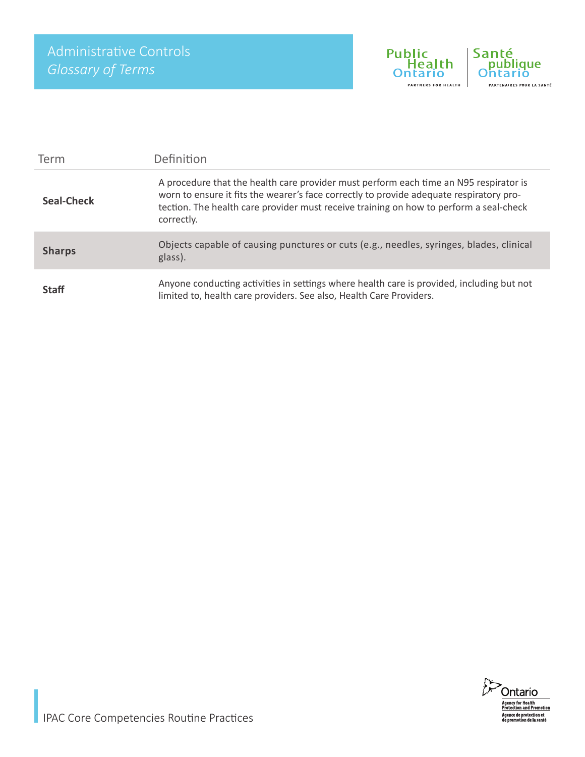| Term | Definition |
| --- | --- |
| **Seal-Check** | A procedure that the health care provider must perform each time an N95 respirator is worn to ensure it fits the wearer's face correctly to provide adequate respiratory protection. The health care provider must receive training on how to perform a seal-check correctly. |
| **Sharps** | Objects capable of causing punctures or cuts (e.g., needles, syringes, blades, clinical glass). |
| **Staff** | Anyone conducting activities in settings where health care is provided, including but not limited to, health care providers. See also, Health Care Providers. |